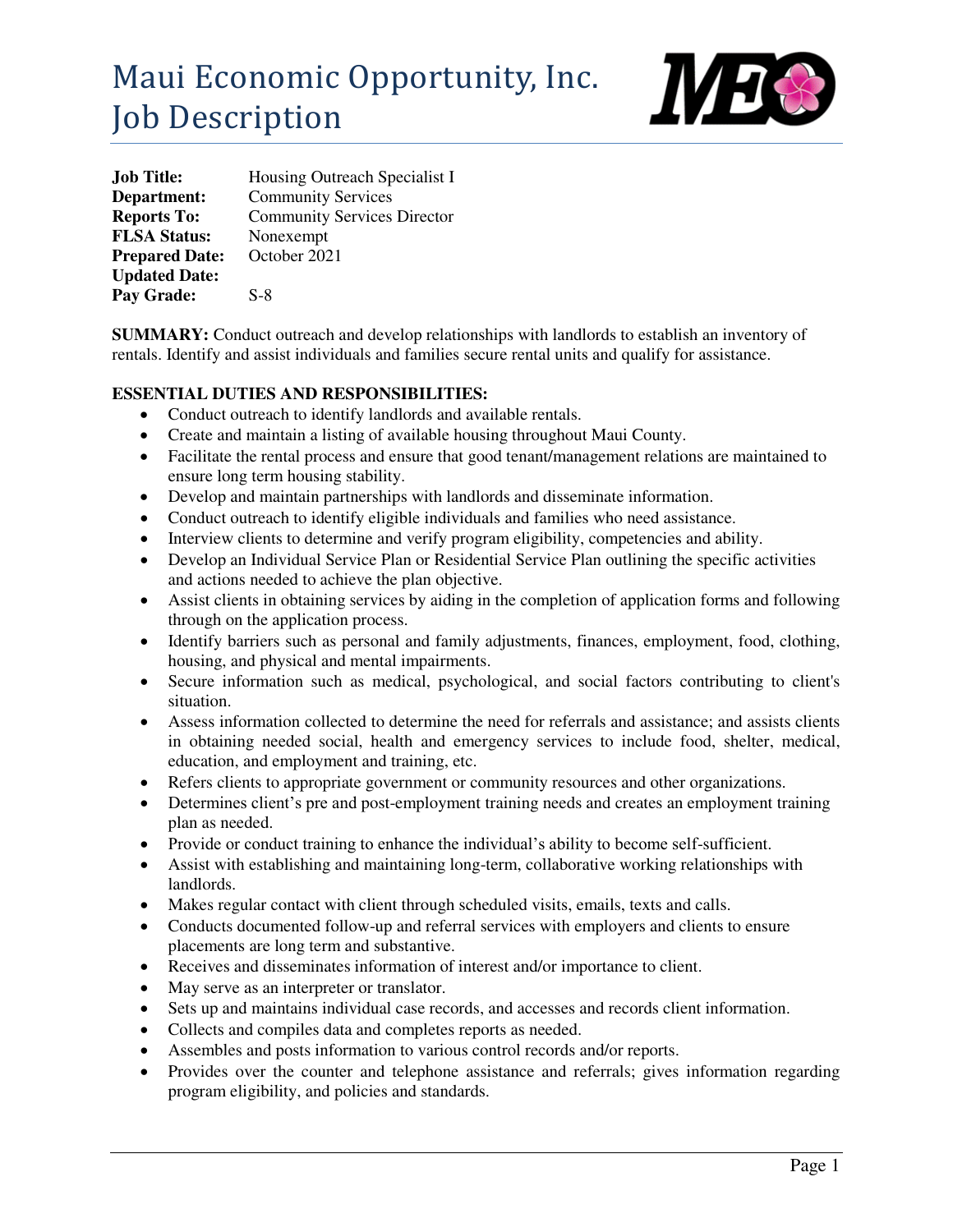# Maui Economic Opportunity, Inc.
# Job Description

**Job Title:** Housing Outreach Specialist I
**Department:** Community Services
**Reports To:** Community Services Director
**FLSA Status:** Nonexempt
**Prepared Date:** October 2021
**Updated Date:**
**Pay Grade:** S-8

**SUMMARY:** Conduct outreach and develop relationships with landlords to establish an inventory of rentals. Identify and assist individuals and families secure rental units and qualify for assistance.

**ESSENTIAL DUTIES AND RESPONSIBILITIES:**

- Conduct outreach to identify landlords and available rentals.
- Create and maintain a listing of available housing throughout Maui County.
- Facilitate the rental process and ensure that good tenant/management relations are maintained to ensure long term housing stability.
- Develop and maintain partnerships with landlords and disseminate information.
- Conduct outreach to identify eligible individuals and families who need assistance.
- Interview clients to determine and verify program eligibility, competencies and ability.
- Develop an Individual Service Plan or Residential Service Plan outlining the specific activities and actions needed to achieve the plan objective.
- Assist clients in obtaining services by aiding in the completion of application forms and following through on the application process.
- Identify barriers such as personal and family adjustments, finances, employment, food, clothing, housing, and physical and mental impairments.
- Secure information such as medical, psychological, and social factors contributing to client's situation.
- Assess information collected to determine the need for referrals and assistance; and assists clients in obtaining needed social, health and emergency services to include food, shelter, medical, education, and employment and training, etc.
- Refers clients to appropriate government or community resources and other organizations.
- Determines client's pre and post-employment training needs and creates an employment training plan as needed.
- Provide or conduct training to enhance the individual's ability to become self-sufficient.
- Assist with establishing and maintaining long-term, collaborative working relationships with landlords.
- Makes regular contact with client through scheduled visits, emails, texts and calls.
- Conducts documented follow-up and referral services with employers and clients to ensure placements are long term and substantive.
- Receives and disseminates information of interest and/or importance to client.
- May serve as an interpreter or translator.
- Sets up and maintains individual case records, and accesses and records client information.
- Collects and compiles data and completes reports as needed.
- Assembles and posts information to various control records and/or reports.
- Provides over the counter and telephone assistance and referrals; gives information regarding program eligibility, and policies and standards.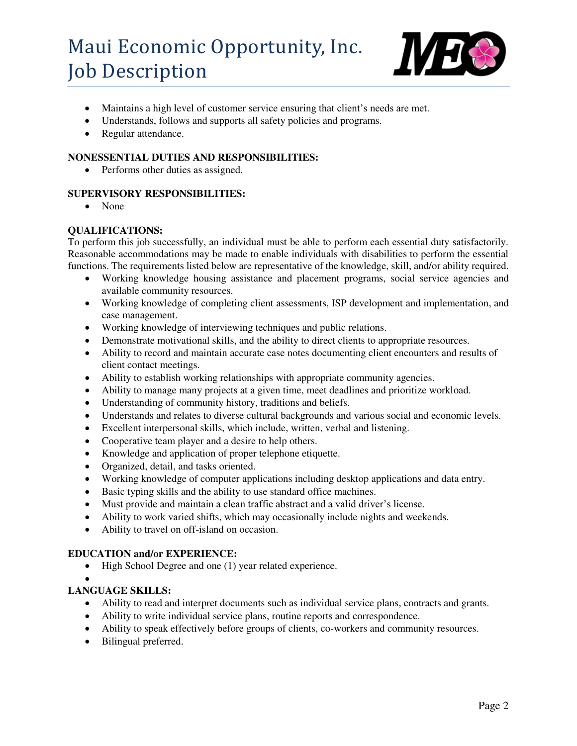- Maintains a high level of customer service ensuring that client's needs are met.
- Understands, follows and supports all safety policies and programs.
- Regular attendance.

**NONESSENTIAL DUTIES AND RESPONSIBILITIES:**

- Performs other duties as assigned.

**SUPERVISORY RESPONSIBILITIES:**

- None

**QUALIFICATIONS:**

To perform this job successfully, an individual must be able to perform each essential duty satisfactorily. Reasonable accommodations may be made to enable individuals with disabilities to perform the essential functions. The requirements listed below are representative of the knowledge, skill, and/or ability required.

- Working knowledge housing assistance and placement programs, social service agencies and available community resources.
- Working knowledge of completing client assessments, ISP development and implementation, and case management.
- Working knowledge of interviewing techniques and public relations.
- Demonstrate motivational skills, and the ability to direct clients to appropriate resources.
- Ability to record and maintain accurate case notes documenting client encounters and results of client contact meetings.
- Ability to establish working relationships with appropriate community agencies.
- Ability to manage many projects at a given time, meet deadlines and prioritize workload.
- Understanding of community history, traditions and beliefs.
- Understands and relates to diverse cultural backgrounds and various social and economic levels.
- Excellent interpersonal skills, which include, written, verbal and listening.
- Cooperative team player and a desire to help others.
- Knowledge and application of proper telephone etiquette.
- Organized, detail, and tasks oriented.
- Working knowledge of computer applications including desktop applications and data entry.
- Basic typing skills and the ability to use standard office machines.
- Must provide and maintain a clean traffic abstract and a valid driver's license.
- Ability to work varied shifts, which may occasionally include nights and weekends.
- Ability to travel on off-island on occasion.

**EDUCATION and/or EXPERIENCE:**

- High School Degree and one (1) year related experience.

**LANGUAGE SKILLS:**

- Ability to read and interpret documents such as individual service plans, contracts and grants.
- Ability to write individual service plans, routine reports and correspondence.
- Ability to speak effectively before groups of clients, co-workers and community resources.
- Bilingual preferred.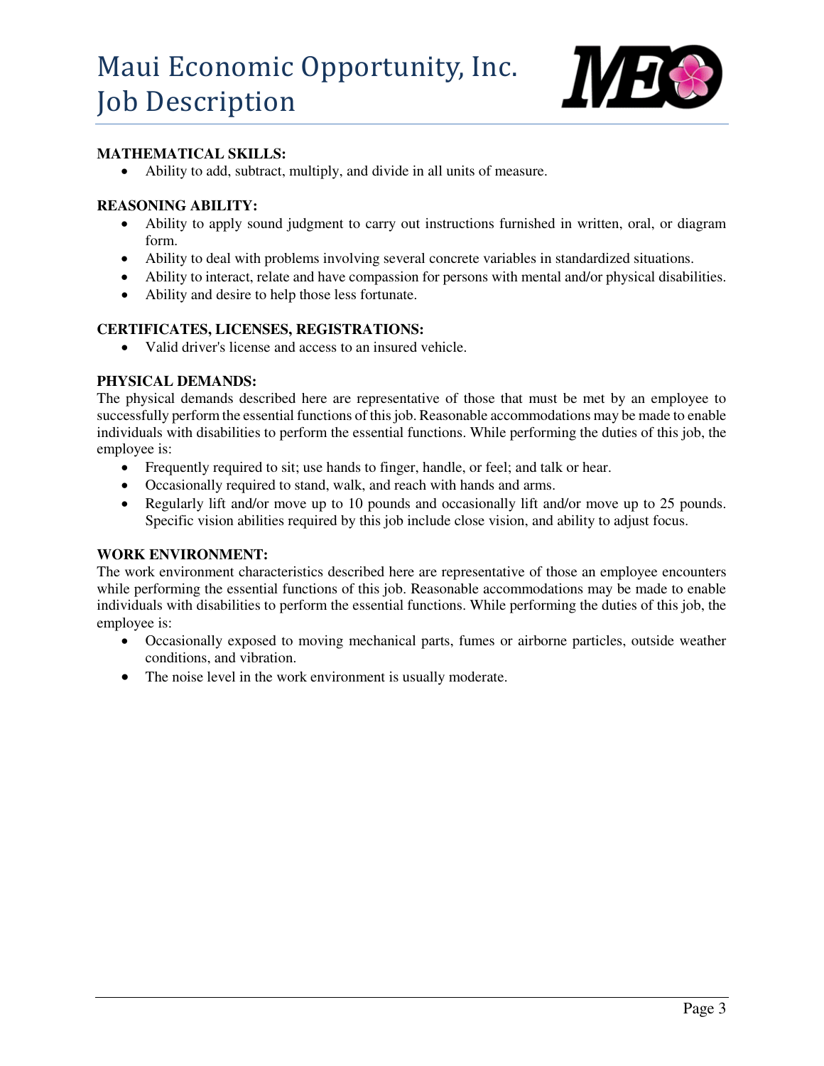**MATHEMATICAL SKILLS:**

- Ability to add, subtract, multiply, and divide in all units of measure.

**REASONING ABILITY:**

- Ability to apply sound judgment to carry out instructions furnished in written, oral, or diagram form.
- Ability to deal with problems involving several concrete variables in standardized situations.
- Ability to interact, relate and have compassion for persons with mental and/or physical disabilities.
- Ability and desire to help those less fortunate.

**CERTIFICATES, LICENSES, REGISTRATIONS:**

- Valid driver's license and access to an insured vehicle.

**PHYSICAL DEMANDS:**

The physical demands described here are representative of those that must be met by an employee to successfully perform the essential functions of this job. Reasonable accommodations may be made to enable individuals with disabilities to perform the essential functions. While performing the duties of this job, the employee is:

- Frequently required to sit; use hands to finger, handle, or feel; and talk or hear.
- Occasionally required to stand, walk, and reach with hands and arms.
- Regularly lift and/or move up to 10 pounds and occasionally lift and/or move up to 25 pounds. Specific vision abilities required by this job include close vision, and ability to adjust focus.

**WORK ENVIRONMENT:**

The work environment characteristics described here are representative of those an employee encounters while performing the essential functions of this job. Reasonable accommodations may be made to enable individuals with disabilities to perform the essential functions. While performing the duties of this job, the employee is:

- Occasionally exposed to moving mechanical parts, fumes or airborne particles, outside weather conditions, and vibration.
- The noise level in the work environment is usually moderate.